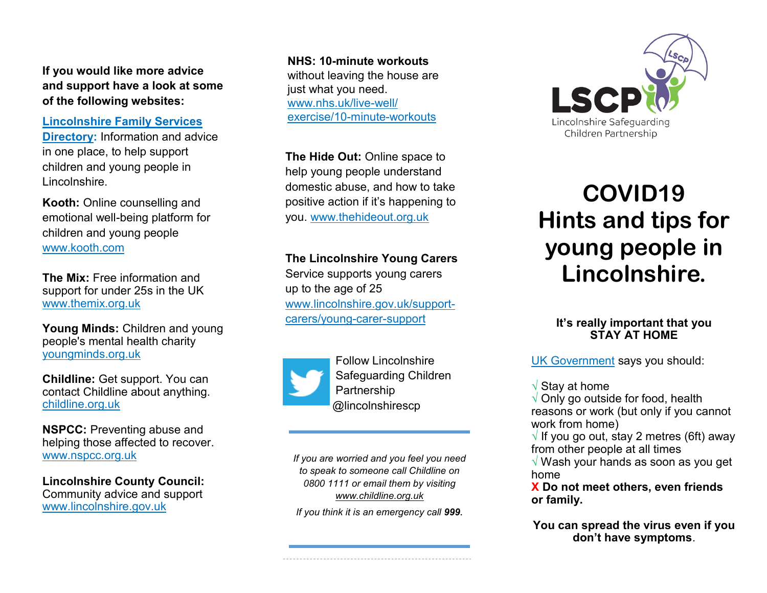**If you would like more advice and support have a look at some of the following websites:**

**Lincolnshire Family Services Directory:** Information and advice in one place, to help support children and young people in Lincolnshire.

**Kooth:** Online counselling and emotional well-being platform for children and young people
www.kooth.com

**The Mix:** Free information and support for under 25s in the UK
www.themix.org.uk

**Young Minds:** Children and young people's mental health charity
youngminds.org.uk

**Childline:** Get support. You can contact Childline about anything.
childline.org.uk

**NSPCC:** Preventing abuse and helping those affected to recover.
www.nspcc.org.uk

**Lincolnshire County Council:** Community advice and support
www.lincolnshire.gov.uk

**NHS: 10-minute workouts** without leaving the house are just what you need.
www.nhs.uk/live-well/exercise/10-minute-workouts

**The Hide Out:** Online space to help young people understand domestic abuse, and how to take positive action if it's happening to you. www.thehideout.org.uk

**The Lincolnshire Young Carers** Service supports young carers up to the age of 25
www.lincolnshire.gov.uk/support-carers/young-carer-support

Follow Lincolnshire Safeguarding Children Partnership @lincolnshirescp

---

*If you are worried and you feel you need to speak to someone call Childline on 0800 1111 or email them by visiting www.childline.org.uk*

*If you think it is an emergency call **999**.*

---

LSCP
Lincolnshire Safeguarding Children Partnership

# COVID19 Hints and tips for young people in Lincolnshire.

**It's really important that you STAY AT HOME**

UK Government says you should:

√ Stay at home
√ Only go outside for food, health reasons or work (but only if you cannot work from home)
√ If you go out, stay 2 metres (6ft) away from other people at all times
√ Wash your hands as soon as you get home
**X Do not meet others, even friends or family.**

**You can spread the virus even if you don't have symptoms**.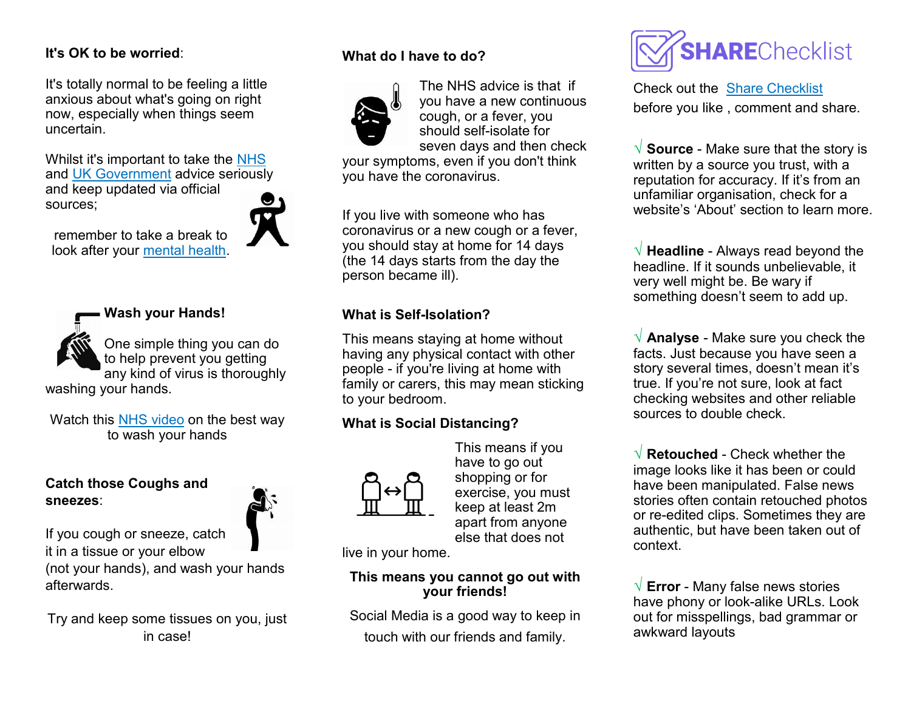**It's OK to be worried**:

It's totally normal to be feeling a little anxious about what's going on right now, especially when things seem uncertain.

Whilst it's important to take the NHS and UK Government advice seriously and keep updated via official sources;

remember to take a break to look after your mental health.

**Wash your Hands!**

One simple thing you can do to help prevent you getting any kind of virus is thoroughly washing your hands.

Watch this NHS video on the best way to wash your hands

**Catch those Coughs and sneezes**:

If you cough or sneeze, catch it in a tissue or your elbow (not your hands), and wash your hands afterwards.

Try and keep some tissues on you, just in case!

**What do I have to do?**

The NHS advice is that if you have a new continuous cough, or a fever, you should self-isolate for seven days and then check your symptoms, even if you don't think you have the coronavirus.

If you live with someone who has coronavirus or a new cough or a fever, you should stay at home for 14 days (the 14 days starts from the day the person became ill).

**What is Self-Isolation?**

This means staying at home without having any physical contact with other people - if you're living at home with family or carers, this may mean sticking to your bedroom.

**What is Social Distancing?**

This means if you have to go out shopping or for exercise, you must keep at least 2m apart from anyone else that does not live in your home.

**This means you cannot go out with your friends!**

Social Media is a good way to keep in touch with our friends and family.

**SHARE**Checklist

Check out the Share Checklist before you like , comment and share.

√ **Source** - Make sure that the story is written by a source you trust, with a reputation for accuracy. If it's from an unfamiliar organisation, check for a website's 'About' section to learn more.

√ **Headline** - Always read beyond the headline. If it sounds unbelievable, it very well might be. Be wary if something doesn't seem to add up.

√ **Analyse** - Make sure you check the facts. Just because you have seen a story several times, doesn't mean it's true. If you're not sure, look at fact checking websites and other reliable sources to double check.

√ **Retouched** - Check whether the image looks like it has been or could have been manipulated. False news stories often contain retouched photos or re-edited clips. Sometimes they are authentic, but have been taken out of context.

√ **Error** - Many false news stories have phony or look-alike URLs. Look out for misspellings, bad grammar or awkward layouts